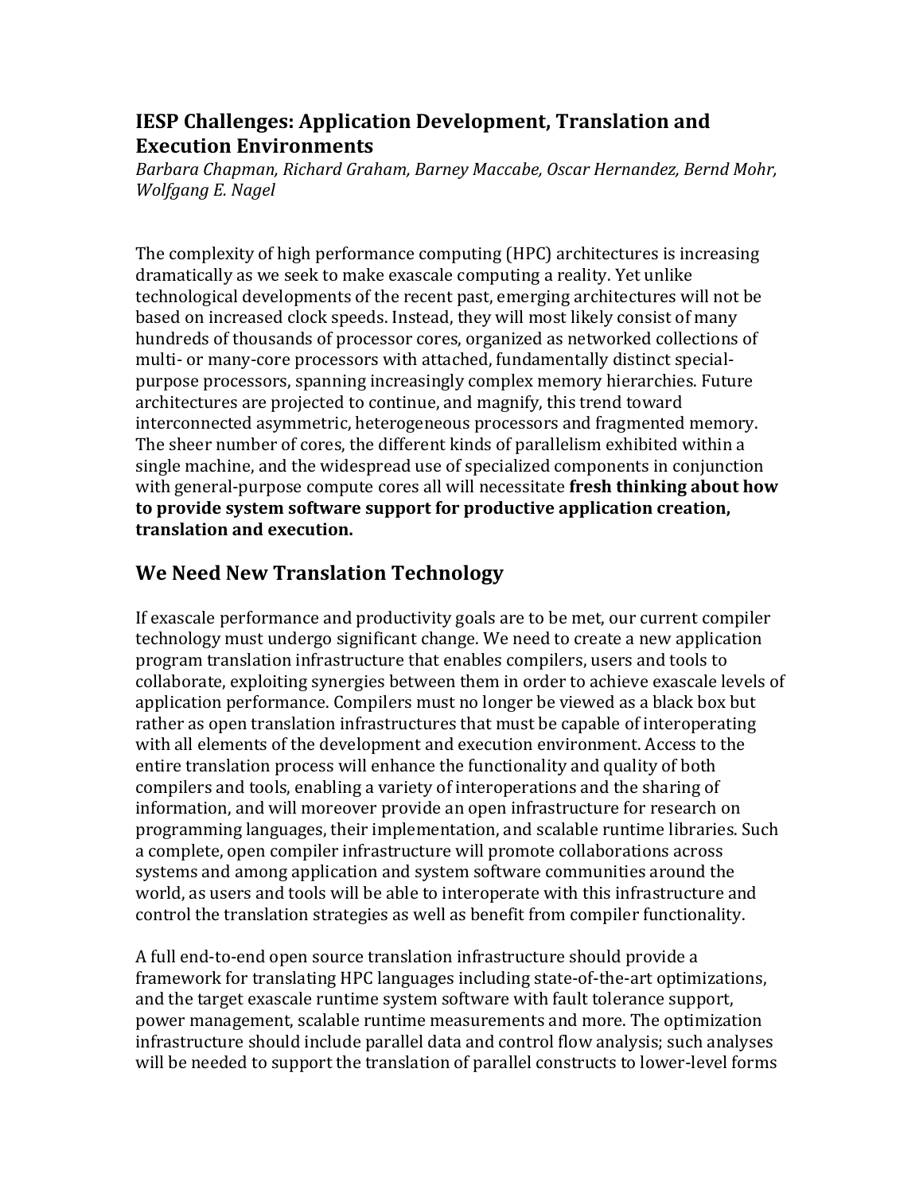## IESP Challenges: Application Development, Translation and Execution Environments

*Barbara Chapman, Richard Graham, Barney Maccabe, Oscar Hernandez, Bernd Mohr, Wolfgang E. Nagel*

The complexity of high performance computing (HPC) architectures is increasing dramatically as we seek to make exascale computing a reality. Yet unlike technological developments of the recent past, emerging architectures will not be based on increased clock speeds. Instead, they will most likely consist of many hundreds of thousands of processor cores, organized as networked collections of multi- or many-core processors with attached, fundamentally distinct special-purpose processors, spanning increasingly complex memory hierarchies. Future architectures are projected to continue, and magnify, this trend toward interconnected asymmetric, heterogeneous processors and fragmented memory. The sheer number of cores, the different kinds of parallelism exhibited within a single machine, and the widespread use of specialized components in conjunction with general-purpose compute cores all will necessitate **fresh thinking about how to provide system software support for productive application creation, translation and execution.**

## We Need New Translation Technology

If exascale performance and productivity goals are to be met, our current compiler technology must undergo significant change. We need to create a new application program translation infrastructure that enables compilers, users and tools to collaborate, exploiting synergies between them in order to achieve exascale levels of application performance. Compilers must no longer be viewed as a black box but rather as open translation infrastructures that must be capable of interoperating with all elements of the development and execution environment. Access to the entire translation process will enhance the functionality and quality of both compilers and tools, enabling a variety of interoperations and the sharing of information, and will moreover provide an open infrastructure for research on programming languages, their implementation, and scalable runtime libraries. Such a complete, open compiler infrastructure will promote collaborations across systems and among application and system software communities around the world, as users and tools will be able to interoperate with this infrastructure and control the translation strategies as well as benefit from compiler functionality.

A full end-to-end open source translation infrastructure should provide a framework for translating HPC languages including state-of-the-art optimizations, and the target exascale runtime system software with fault tolerance support, power management, scalable runtime measurements and more. The optimization infrastructure should include parallel data and control flow analysis; such analyses will be needed to support the translation of parallel constructs to lower-level forms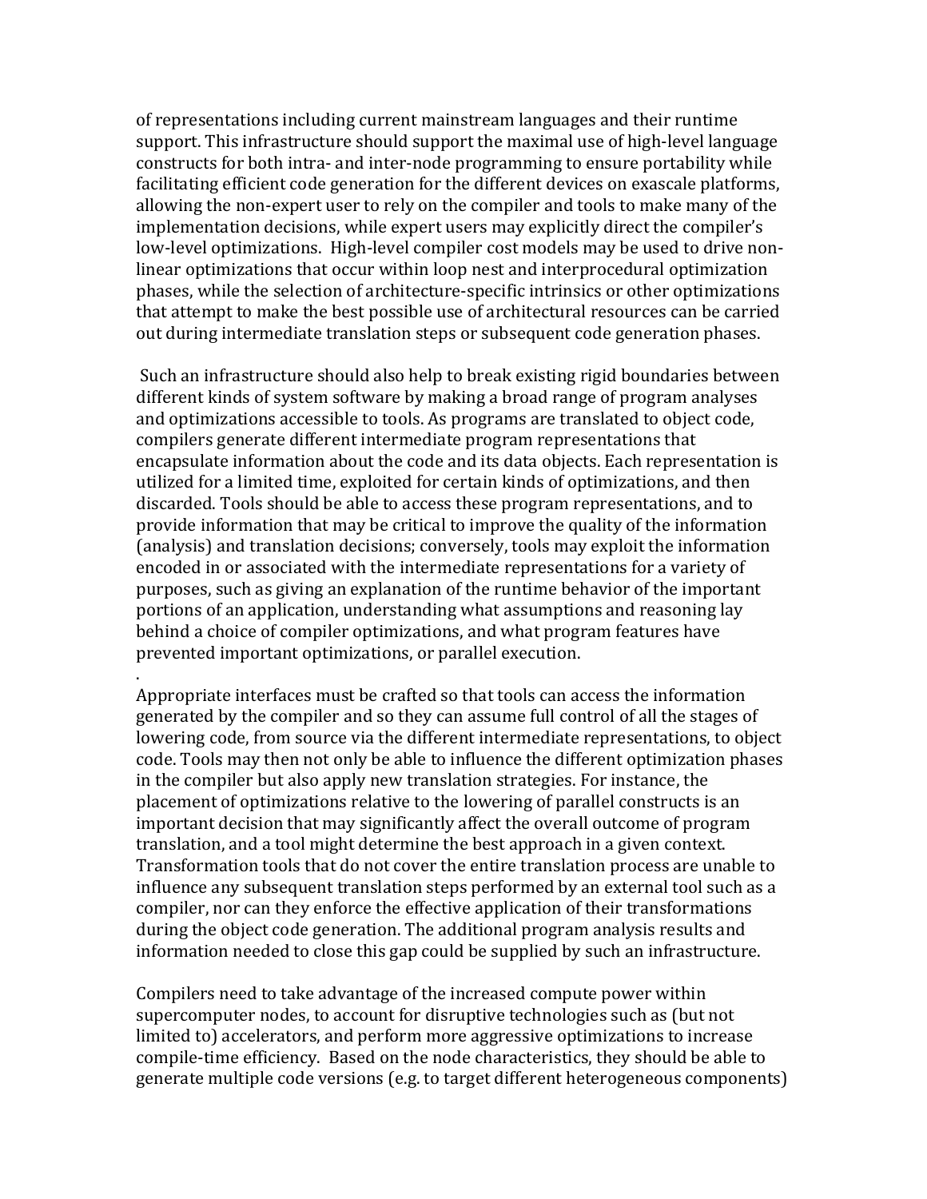of representations including current mainstream languages and their runtime support. This infrastructure should support the maximal use of high-level language constructs for both intra- and inter-node programming to ensure portability while facilitating efficient code generation for the different devices on exascale platforms, allowing the non-expert user to rely on the compiler and tools to make many of the implementation decisions, while expert users may explicitly direct the compiler's low-level optimizations. High-level compiler cost models may be used to drive non-linear optimizations that occur within loop nest and interprocedural optimization phases, while the selection of architecture-specific intrinsics or other optimizations that attempt to make the best possible use of architectural resources can be carried out during intermediate translation steps or subsequent code generation phases.

Such an infrastructure should also help to break existing rigid boundaries between different kinds of system software by making a broad range of program analyses and optimizations accessible to tools. As programs are translated to object code, compilers generate different intermediate program representations that encapsulate information about the code and its data objects. Each representation is utilized for a limited time, exploited for certain kinds of optimizations, and then discarded. Tools should be able to access these program representations, and to provide information that may be critical to improve the quality of the information (analysis) and translation decisions; conversely, tools may exploit the information encoded in or associated with the intermediate representations for a variety of purposes, such as giving an explanation of the runtime behavior of the important portions of an application, understanding what assumptions and reasoning lay behind a choice of compiler optimizations, and what program features have prevented important optimizations, or parallel execution.

.

Appropriate interfaces must be crafted so that tools can access the information generated by the compiler and so they can assume full control of all the stages of lowering code, from source via the different intermediate representations, to object code. Tools may then not only be able to influence the different optimization phases in the compiler but also apply new translation strategies. For instance, the placement of optimizations relative to the lowering of parallel constructs is an important decision that may significantly affect the overall outcome of program translation, and a tool might determine the best approach in a given context. Transformation tools that do not cover the entire translation process are unable to influence any subsequent translation steps performed by an external tool such as a compiler, nor can they enforce the effective application of their transformations during the object code generation. The additional program analysis results and information needed to close this gap could be supplied by such an infrastructure.

Compilers need to take advantage of the increased compute power within supercomputer nodes, to account for disruptive technologies such as (but not limited to) accelerators, and perform more aggressive optimizations to increase compile-time efficiency. Based on the node characteristics, they should be able to generate multiple code versions (e.g. to target different heterogeneous components)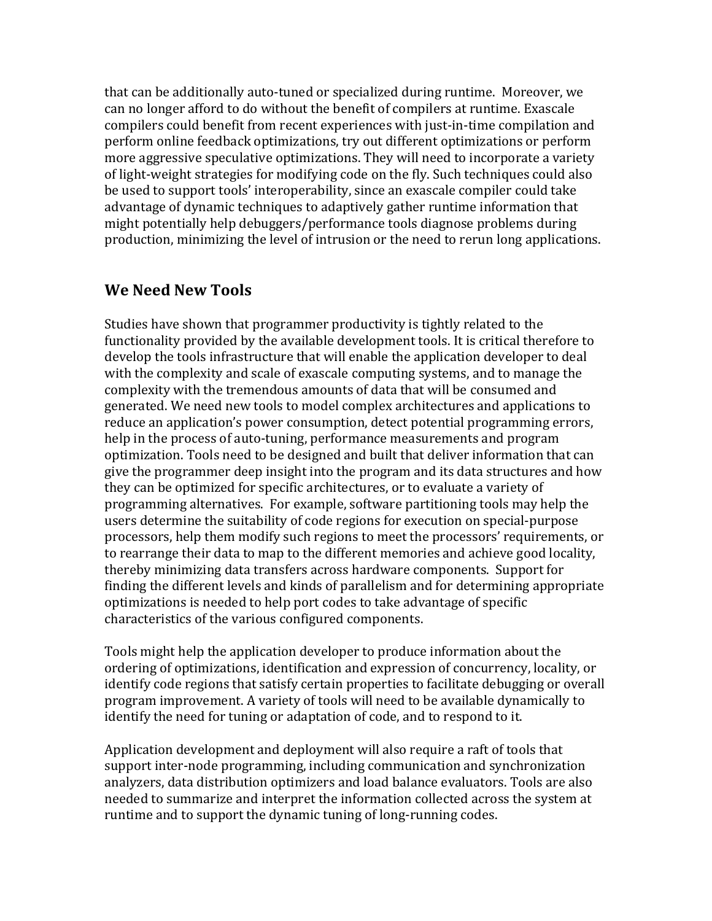that can be additionally auto-tuned or specialized during runtime. Moreover, we can no longer afford to do without the benefit of compilers at runtime. Exascale compilers could benefit from recent experiences with just-in-time compilation and perform online feedback optimizations, try out different optimizations or perform more aggressive speculative optimizations. They will need to incorporate a variety of light-weight strategies for modifying code on the fly. Such techniques could also be used to support tools' interoperability, since an exascale compiler could take advantage of dynamic techniques to adaptively gather runtime information that might potentially help debuggers/performance tools diagnose problems during production, minimizing the level of intrusion or the need to rerun long applications.

## We Need New Tools

Studies have shown that programmer productivity is tightly related to the functionality provided by the available development tools. It is critical therefore to develop the tools infrastructure that will enable the application developer to deal with the complexity and scale of exascale computing systems, and to manage the complexity with the tremendous amounts of data that will be consumed and generated. We need new tools to model complex architectures and applications to reduce an application's power consumption, detect potential programming errors, help in the process of auto-tuning, performance measurements and program optimization. Tools need to be designed and built that deliver information that can give the programmer deep insight into the program and its data structures and how they can be optimized for specific architectures, or to evaluate a variety of programming alternatives. For example, software partitioning tools may help the users determine the suitability of code regions for execution on special-purpose processors, help them modify such regions to meet the processors' requirements, or to rearrange their data to map to the different memories and achieve good locality, thereby minimizing data transfers across hardware components. Support for finding the different levels and kinds of parallelism and for determining appropriate optimizations is needed to help port codes to take advantage of specific characteristics of the various configured components.

Tools might help the application developer to produce information about the ordering of optimizations, identification and expression of concurrency, locality, or identify code regions that satisfy certain properties to facilitate debugging or overall program improvement. A variety of tools will need to be available dynamically to identify the need for tuning or adaptation of code, and to respond to it.

Application development and deployment will also require a raft of tools that support inter-node programming, including communication and synchronization analyzers, data distribution optimizers and load balance evaluators. Tools are also needed to summarize and interpret the information collected across the system at runtime and to support the dynamic tuning of long-running codes.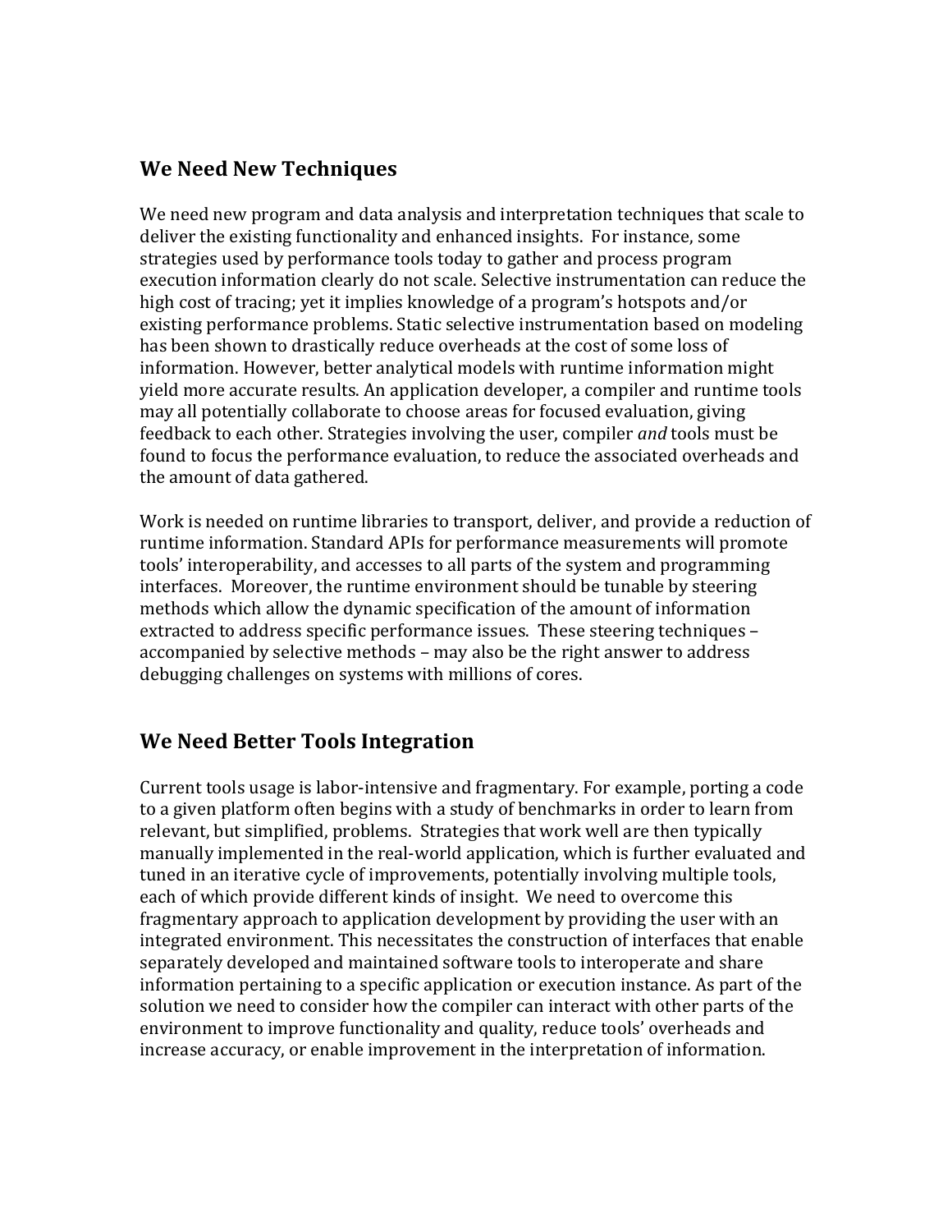## We Need New Techniques

We need new program and data analysis and interpretation techniques that scale to deliver the existing functionality and enhanced insights. For instance, some strategies used by performance tools today to gather and process program execution information clearly do not scale. Selective instrumentation can reduce the high cost of tracing; yet it implies knowledge of a program's hotspots and/or existing performance problems. Static selective instrumentation based on modeling has been shown to drastically reduce overheads at the cost of some loss of information. However, better analytical models with runtime information might yield more accurate results. An application developer, a compiler and runtime tools may all potentially collaborate to choose areas for focused evaluation, giving feedback to each other. Strategies involving the user, compiler *and* tools must be found to focus the performance evaluation, to reduce the associated overheads and the amount of data gathered.

Work is needed on runtime libraries to transport, deliver, and provide a reduction of runtime information. Standard APIs for performance measurements will promote tools' interoperability, and accesses to all parts of the system and programming interfaces. Moreover, the runtime environment should be tunable by steering methods which allow the dynamic specification of the amount of information extracted to address specific performance issues. These steering techniques – accompanied by selective methods – may also be the right answer to address debugging challenges on systems with millions of cores.

## We Need Better Tools Integration

Current tools usage is labor-intensive and fragmentary. For example, porting a code to a given platform often begins with a study of benchmarks in order to learn from relevant, but simplified, problems. Strategies that work well are then typically manually implemented in the real-world application, which is further evaluated and tuned in an iterative cycle of improvements, potentially involving multiple tools, each of which provide different kinds of insight. We need to overcome this fragmentary approach to application development by providing the user with an integrated environment. This necessitates the construction of interfaces that enable separately developed and maintained software tools to interoperate and share information pertaining to a specific application or execution instance. As part of the solution we need to consider how the compiler can interact with other parts of the environment to improve functionality and quality, reduce tools' overheads and increase accuracy, or enable improvement in the interpretation of information.